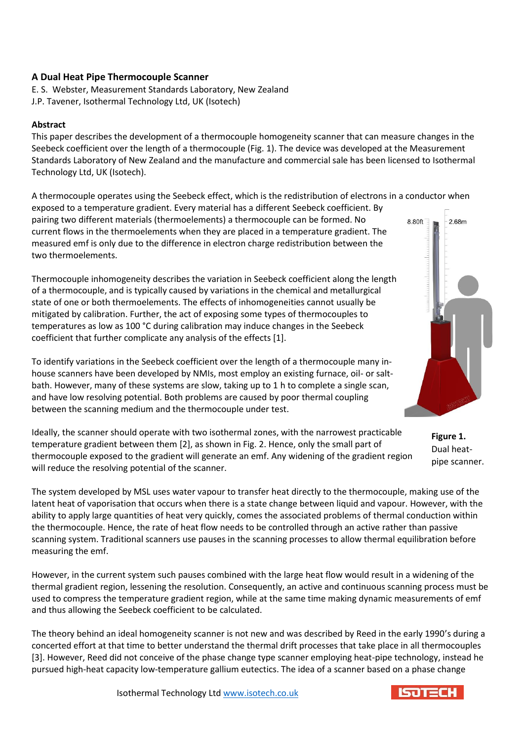## A Dual Heat Pipe Thermocouple Scanner

E. S. Webster, Measurement Standards Laboratory, New Zealand
J.P. Tavener, Isothermal Technology Ltd, UK (Isotech)

### Abstract

This paper describes the development of a thermocouple homogeneity scanner that can measure changes in the Seebeck coefficient over the length of a thermocouple (Fig. 1). The device was developed at the Measurement Standards Laboratory of New Zealand and the manufacture and commercial sale has been licensed to Isothermal Technology Ltd, UK (Isotech).

A thermocouple operates using the Seebeck effect, which is the redistribution of electrons in a conductor when exposed to a temperature gradient. Every material has a different Seebeck coefficient. By pairing two different materials (thermoelements) a thermocouple can be formed. No current flows in the thermoelements when they are placed in a temperature gradient. The measured emf is only due to the difference in electron charge redistribution between the two thermoelements.

Thermocouple inhomogeneity describes the variation in Seebeck coefficient along the length of a thermocouple, and is typically caused by variations in the chemical and metallurgical state of one or both thermoelements. The effects of inhomogeneities cannot usually be mitigated by calibration. Further, the act of exposing some types of thermocouples to temperatures as low as 100 °C during calibration may induce changes in the Seebeck coefficient that further complicate any analysis of the effects [1].

To identify variations in the Seebeck coefficient over the length of a thermocouple many in-house scanners have been developed by NMIs, most employ an existing furnace, oil- or salt-bath. However, many of these systems are slow, taking up to 1 h to complete a single scan, and have low resolving potential. Both problems are caused by poor thermal coupling between the scanning medium and the thermocouple under test.

Ideally, the scanner should operate with two isothermal zones, with the narrowest practicable temperature gradient between them [2], as shown in Fig. 2. Hence, only the small part of thermocouple exposed to the gradient will generate an emf. Any widening of the gradient region will reduce the resolving potential of the scanner.

**Figure 1.** Dual heat-pipe scanner.

The system developed by MSL uses water vapour to transfer heat directly to the thermocouple, making use of the latent heat of vaporisation that occurs when there is a state change between liquid and vapour. However, with the ability to apply large quantities of heat very quickly, comes the associated problems of thermal conduction within the thermocouple. Hence, the rate of heat flow needs to be controlled through an active rather than passive scanning system. Traditional scanners use pauses in the scanning processes to allow thermal equilibration before measuring the emf.

However, in the current system such pauses combined with the large heat flow would result in a widening of the thermal gradient region, lessening the resolution. Consequently, an active and continuous scanning process must be used to compress the temperature gradient region, while at the same time making dynamic measurements of emf and thus allowing the Seebeck coefficient to be calculated.

The theory behind an ideal homogeneity scanner is not new and was described by Reed in the early 1990's during a concerted effort at that time to better understand the thermal drift processes that take place in all thermocouples [3]. However, Reed did not conceive of the phase change type scanner employing heat-pipe technology, instead he pursued high-heat capacity low-temperature gallium eutectics. The idea of a scanner based on a phase change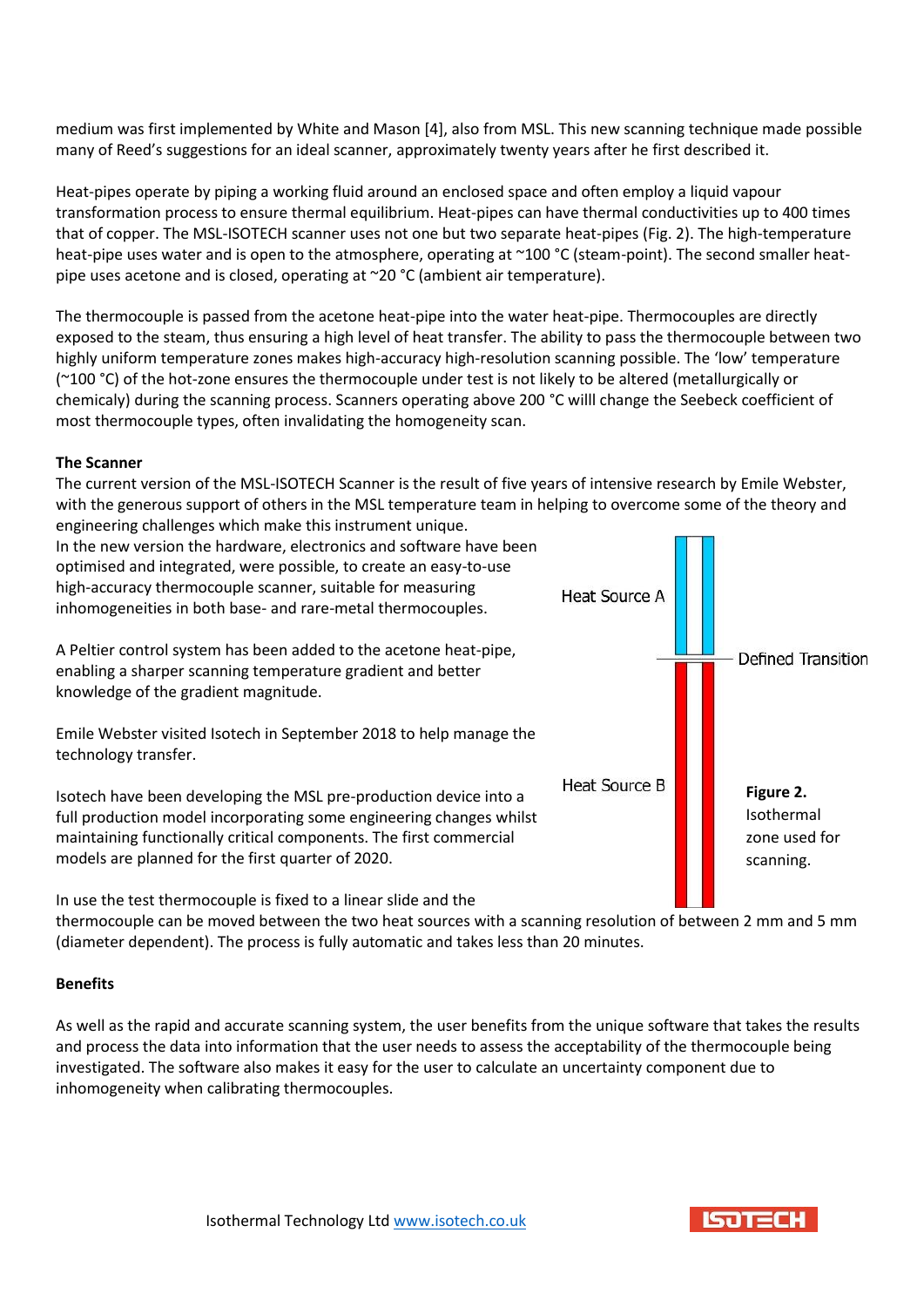medium was first implemented by White and Mason [4], also from MSL. This new scanning technique made possible many of Reed's suggestions for an ideal scanner, approximately twenty years after he first described it.

Heat-pipes operate by piping a working fluid around an enclosed space and often employ a liquid vapour transformation process to ensure thermal equilibrium. Heat-pipes can have thermal conductivities up to 400 times that of copper. The MSL-ISOTECH scanner uses not one but two separate heat-pipes (Fig. 2). The high-temperature heat-pipe uses water and is open to the atmosphere, operating at ~100 °C (steam-point). The second smaller heat-pipe uses acetone and is closed, operating at ~20 °C (ambient air temperature).

The thermocouple is passed from the acetone heat-pipe into the water heat-pipe. Thermocouples are directly exposed to the steam, thus ensuring a high level of heat transfer. The ability to pass the thermocouple between two highly uniform temperature zones makes high-accuracy high-resolution scanning possible. The 'low' temperature (~100 °C) of the hot-zone ensures the thermocouple under test is not likely to be altered (metallurgically or chemicaly) during the scanning process. Scanners operating above 200 °C willl change the Seebeck coefficient of most thermocouple types, often invalidating the homogeneity scan.

**The Scanner**

The current version of the MSL-ISOTECH Scanner is the result of five years of intensive research by Emile Webster, with the generous support of others in the MSL temperature team in helping to overcome some of the theory and engineering challenges which make this instrument unique.

In the new version the hardware, electronics and software have been optimised and integrated, were possible, to create an easy-to-use high-accuracy thermocouple scanner, suitable for measuring inhomogeneities in both base- and rare-metal thermocouples.

A Peltier control system has been added to the acetone heat-pipe, enabling a sharper scanning temperature gradient and better knowledge of the gradient magnitude.

Emile Webster visited Isotech in September 2018 to help manage the technology transfer.

Isotech have been developing the MSL pre-production device into a full production model incorporating some engineering changes whilst maintaining functionally critical components. The first commercial models are planned for the first quarter of 2020.

Heat Source A

Defined Transition

Heat Source B

**Figure 2.** Isothermal zone used for scanning.

In use the test thermocouple is fixed to a linear slide and the thermocouple can be moved between the two heat sources with a scanning resolution of between 2 mm and 5 mm (diameter dependent). The process is fully automatic and takes less than 20 minutes.

**Benefits**

As well as the rapid and accurate scanning system, the user benefits from the unique software that takes the results and process the data into information that the user needs to assess the acceptability of the thermocouple being investigated. The software also makes it easy for the user to calculate an uncertainty component due to inhomogeneity when calibrating thermocouples.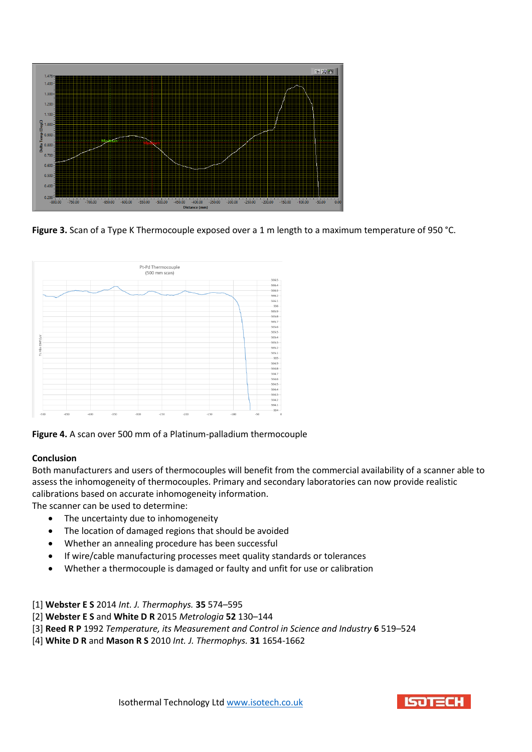Figure 3. Scan of a Type K Thermocouple exposed over a 1 m length to a maximum temperature of 950 °C.

Figure 4. A scan over 500 mm of a Platinum-palladium thermocouple

**Conclusion**

Both manufacturers and users of thermocouples will benefit from the commercial availability of a scanner able to assess the inhomogeneity of thermocouples. Primary and secondary laboratories can now provide realistic calibrations based on accurate inhomogeneity information.

The scanner can be used to determine:

- The uncertainty due to inhomogeneity
- The location of damaged regions that should be avoided
- Whether an annealing procedure has been successful
- If wire/cable manufacturing processes meet quality standards or tolerances
- Whether a thermocouple is damaged or faulty and unfit for use or calibration

[1] **Webster E S** 2014 *Int. J. Thermophys.* **35** 574–595

[2] **Webster E S** and **White D R** 2015 *Metrologia* **52** 130–144

[3] **Reed R P** 1992 *Temperature, its Measurement and Control in Science and Industry* **6** 519–524

[4] **White D R** and **Mason R S** 2010 *Int. J. Thermophys.* **31** 1654-1662

Isothermal Technology Ltd www.isotech.co.uk